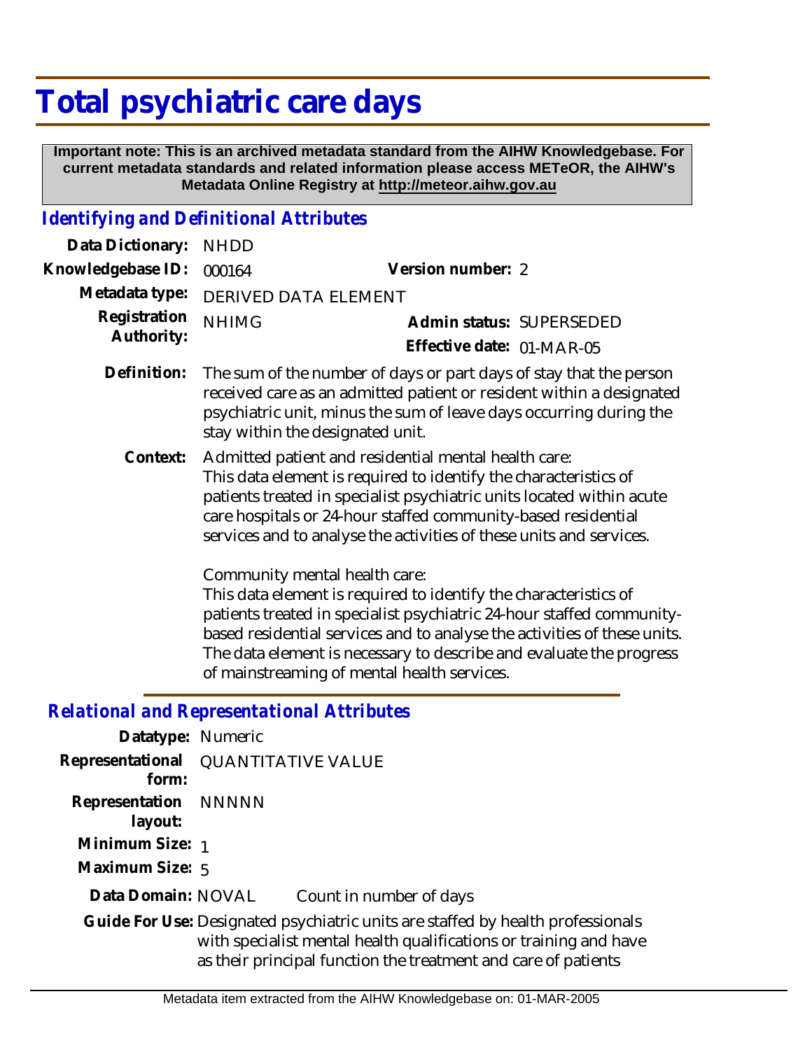# Total psychiatric care days

**Important note: This is an archived metadata standard from the AIHW Knowledgebase. For current metadata standards and related information please access METeOR, the AIHW's Metadata Online Registry at http://meteor.aihw.gov.au**

## *Identifying and Definitional Attributes*

**Data Dictionary:** NHDD

**Knowledgebase ID:** 000164 **Version number:** 2

**Metadata type:** DERIVED DATA ELEMENT

**Registration Authority:** NHIMG **Admin status:** SUPERSEDED

**Effective date:** 01-MAR-05

**Definition:** The sum of the number of days or part days of stay that the person received care as an admitted patient or resident within a designated psychiatric unit, minus the sum of leave days occurring during the stay within the designated unit.

**Context:** Admitted patient and residential mental health care:
This data element is required to identify the characteristics of patients treated in specialist psychiatric units located within acute care hospitals or 24-hour staffed community-based residential services and to analyse the activities of these units and services.

Community mental health care:
This data element is required to identify the characteristics of patients treated in specialist psychiatric 24-hour staffed community-based residential services and to analyse the activities of these units. The data element is necessary to describe and evaluate the progress of mainstreaming of mental health services.

## *Relational and Representational Attributes*

**Datatype:** Numeric

**Representational form:** QUANTITATIVE VALUE

**Representation layout:** NNNNN

**Minimum Size:** 1

**Maximum Size:** 5

**Data Domain:** NOVAL Count in number of days

**Guide For Use:** Designated psychiatric units are staffed by health professionals with specialist mental health qualifications or training and have as their principal function the treatment and care of patients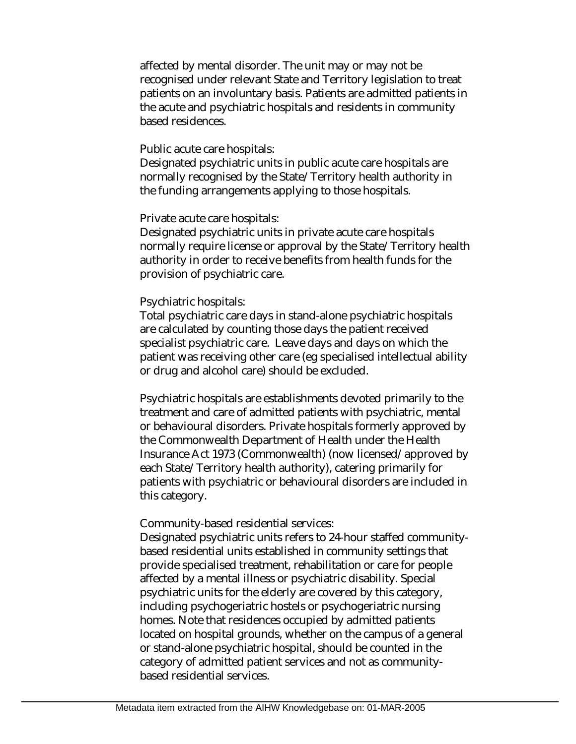affected by mental disorder. The unit may or may not be recognised under relevant State and Territory legislation to treat patients on an involuntary basis. Patients are admitted patients in the acute and psychiatric hospitals and residents in community based residences.

Public acute care hospitals:
Designated psychiatric units in public acute care hospitals are normally recognised by the State/Territory health authority in the funding arrangements applying to those hospitals.

Private acute care hospitals:
Designated psychiatric units in private acute care hospitals normally require license or approval by the State/Territory health authority in order to receive benefits from health funds for the provision of psychiatric care.

Psychiatric hospitals:
Total psychiatric care days in stand-alone psychiatric hospitals are calculated by counting those days the patient received specialist psychiatric care. Leave days and days on which the patient was receiving other care (eg specialised intellectual ability or drug and alcohol care) should be excluded.

Psychiatric hospitals are establishments devoted primarily to the treatment and care of admitted patients with psychiatric, mental or behavioural disorders. Private hospitals formerly approved by the Commonwealth Department of Health under the Health Insurance Act 1973 (Commonwealth) (now licensed/approved by each State/Territory health authority), catering primarily for patients with psychiatric or behavioural disorders are included in this category.

Community-based residential services:
Designated psychiatric units refers to 24-hour staffed community-based residential units established in community settings that provide specialised treatment, rehabilitation or care for people affected by a mental illness or psychiatric disability. Special psychiatric units for the elderly are covered by this category, including psychogeriatric hostels or psychogeriatric nursing homes. Note that residences occupied by admitted patients located on hospital grounds, whether on the campus of a general or stand-alone psychiatric hospital, should be counted in the category of admitted patient services and not as community-based residential services.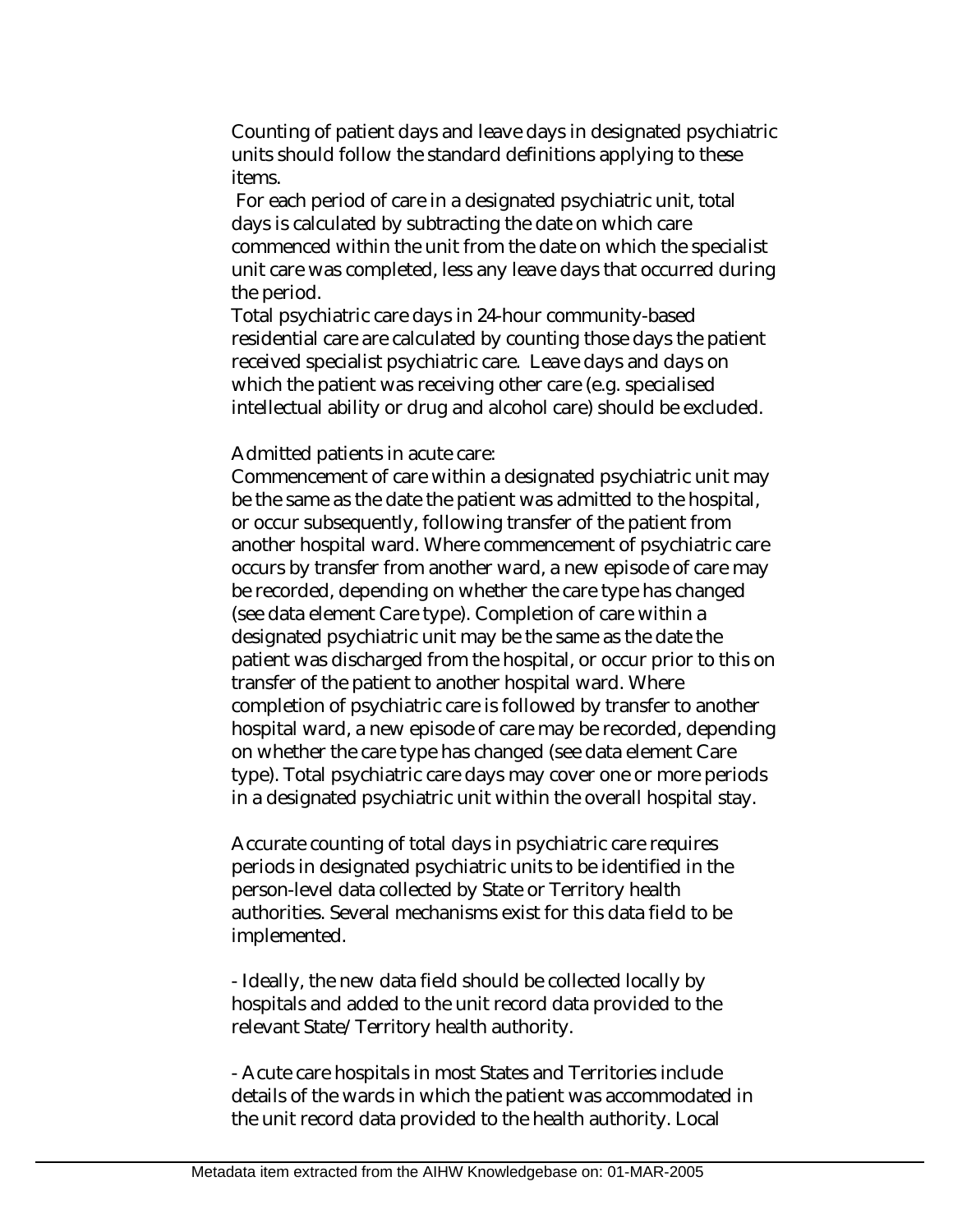Counting of patient days and leave days in designated psychiatric units should follow the standard definitions applying to these items.

For each period of care in a designated psychiatric unit, total days is calculated by subtracting the date on which care commenced within the unit from the date on which the specialist unit care was completed, less any leave days that occurred during the period.

Total psychiatric care days in 24-hour community-based residential care are calculated by counting those days the patient received specialist psychiatric care. Leave days and days on which the patient was receiving other care (e.g. specialised intellectual ability or drug and alcohol care) should be excluded.

Admitted patients in acute care:

Commencement of care within a designated psychiatric unit may be the same as the date the patient was admitted to the hospital, or occur subsequently, following transfer of the patient from another hospital ward. Where commencement of psychiatric care occurs by transfer from another ward, a new episode of care may be recorded, depending on whether the care type has changed (see data element Care type). Completion of care within a designated psychiatric unit may be the same as the date the patient was discharged from the hospital, or occur prior to this on transfer of the patient to another hospital ward. Where completion of psychiatric care is followed by transfer to another hospital ward, a new episode of care may be recorded, depending on whether the care type has changed (see data element Care type). Total psychiatric care days may cover one or more periods in a designated psychiatric unit within the overall hospital stay.

Accurate counting of total days in psychiatric care requires periods in designated psychiatric units to be identified in the person-level data collected by State or Territory health authorities. Several mechanisms exist for this data field to be implemented.

- Ideally, the new data field should be collected locally by hospitals and added to the unit record data provided to the relevant State/Territory health authority.

- Acute care hospitals in most States and Territories include details of the wards in which the patient was accommodated in the unit record data provided to the health authority. Local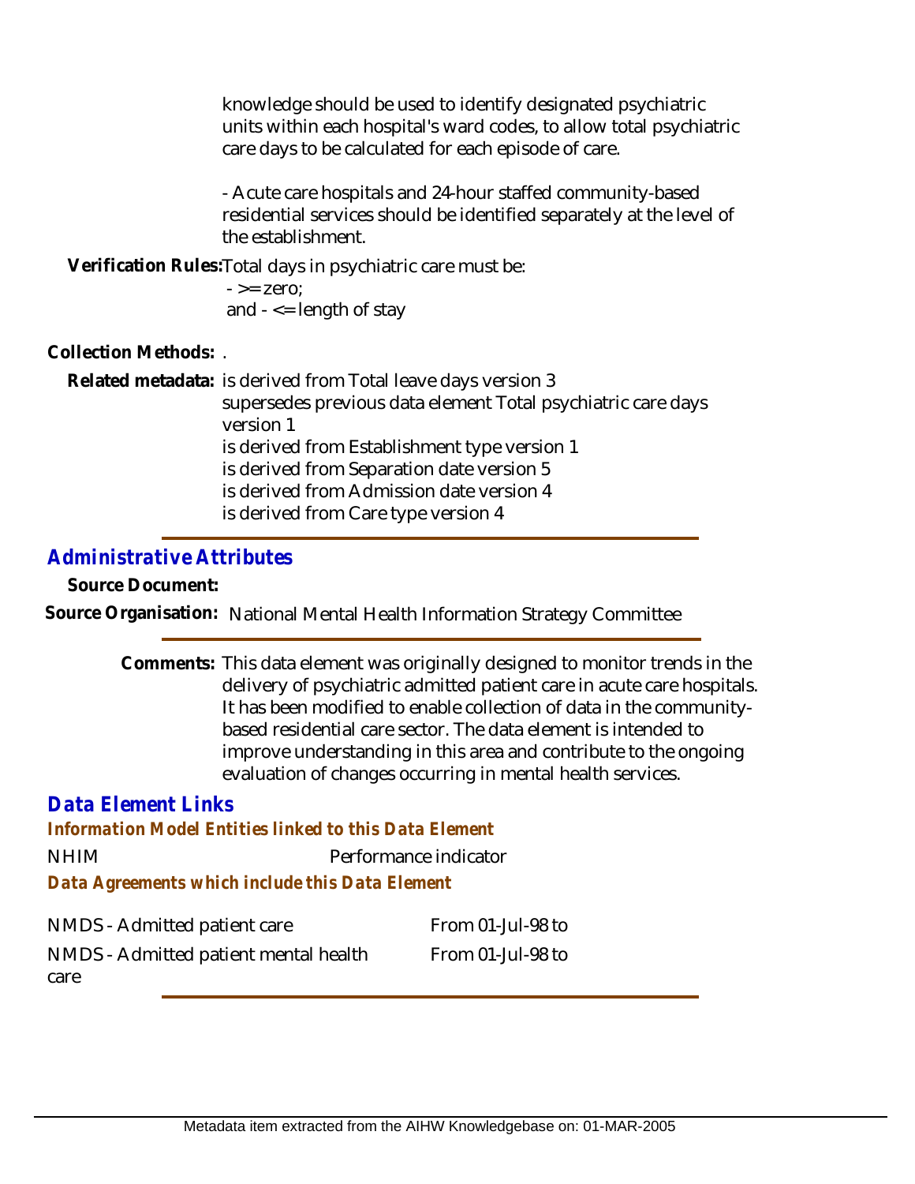knowledge should be used to identify designated psychiatric units within each hospital's ward codes, to allow total psychiatric care days to be calculated for each episode of care.

- Acute care hospitals and 24-hour staffed community-based residential services should be identified separately at the level of the establishment.

**Verification Rules:** Total days in psychiatric care must be:
- >= zero;
and - <= length of stay

**Collection Methods:** .

**Related metadata:** is derived from Total leave days version 3
supersedes previous data element Total psychiatric care days version 1
is derived from Establishment type version 1
is derived from Separation date version 5
is derived from Admission date version 4
is derived from Care type version 4

## *Administrative Attributes*

**Source Document:**

**Source Organisation:** National Mental Health Information Strategy Committee

**Comments:** This data element was originally designed to monitor trends in the delivery of psychiatric admitted patient care in acute care hospitals. It has been modified to enable collection of data in the community-based residential care sector. The data element is intended to improve understanding in this area and contribute to the ongoing evaluation of changes occurring in mental health services.

## *Data Element Links*

### *Information Model Entities linked to this Data Element*

| | |
|---|---|
| NHIM | Performance indicator |

### *Data Agreements which include this Data Element*

| | |
|---|---|
| NMDS - Admitted patient care | From 01-Jul-98 to |
| NMDS - Admitted patient mental health care | From 01-Jul-98 to |

Metadata item extracted from the AIHW Knowledgebase on: 01-MAR-2005